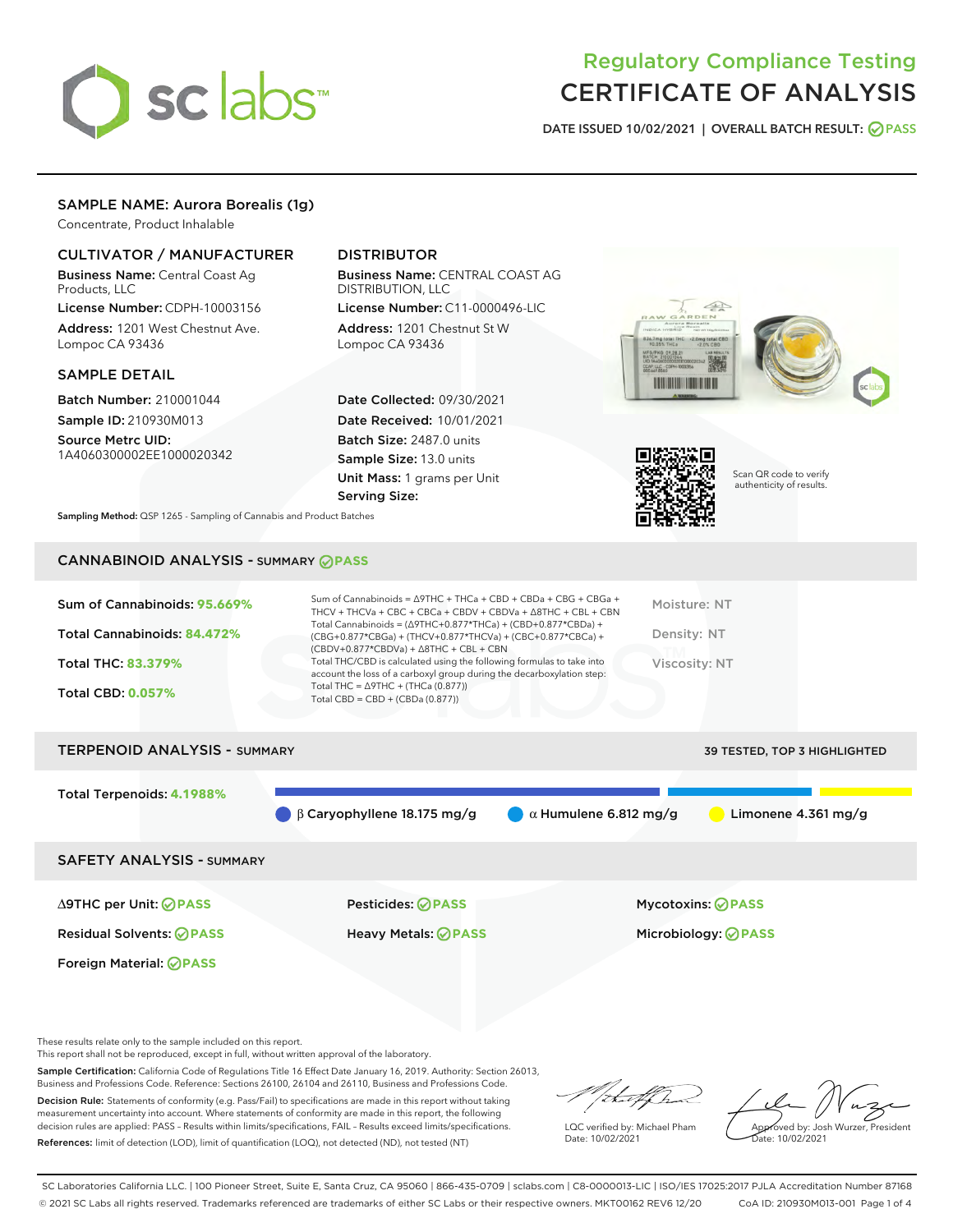# Regulatory Compliance Testing
# CERTIFICATE OF ANALYSIS

DATE ISSUED 10/02/2021 | OVERALL BATCH RESULT: PASS

## SAMPLE NAME: Aurora Borealis (1g)

Concentrate, Product Inhalable

### CULTIVATOR / MANUFACTURER

**Business Name:** Central Coast Ag Products, LLC

**License Number:** CDPH-10003156

**Address:** 1201 West Chestnut Ave. Lompoc CA 93436

### DISTRIBUTOR

**Business Name:** CENTRAL COAST AG DISTRIBUTION, LLC

**License Number:** C11-0000496-LIC

**Address:** 1201 Chestnut St W Lompoc CA 93436

### SAMPLE DETAIL

**Batch Number:** 210001044

**Sample ID:** 210930M013

**Source Metrc UID:** 1A4060300002EE1000020342

**Date Collected:** 09/30/2021

**Date Received:** 10/01/2021

**Batch Size:** 2487.0 units

**Sample Size:** 13.0 units

**Unit Mass:** 1 grams per Unit

**Serving Size:**

Scan QR code to verify authenticity of results.

**Sampling Method:** QSP 1265 - Sampling of Cannabis and Product Batches

## CANNABINOID ANALYSIS - SUMMARY PASS

Sum of Cannabinoids: **95.669%**

Total Cannabinoids: **84.472%**

Total THC: **83.379%**

Total CBD: **0.057%**

Sum of Cannabinoids = Δ9THC + THCa + CBD + CBDa + CBG + CBGa + THCV + THCVa + CBC + CBCa + CBDV + CBDVa + Δ8THC + CBL + CBN

Total Cannabinoids = (Δ9THC+0.877*THCa) + (CBD+0.877*CBDa) + (CBG+0.877*CBGa) + (THCV+0.877*THCVa) + (CBC+0.877*CBCa) + (CBDV+0.877*CBDVa) + Δ8THC + CBL + CBN

Total THC/CBD is calculated using the following formulas to take into account the loss of a carboxyl group during the decarboxylation step:

Total THC = Δ9THC + (THCa (0.877))

Total CBD = CBD + (CBDa (0.877))

Moisture: NT

Density: NT

Viscosity: NT

## TERPENOID ANALYSIS - SUMMARY

39 TESTED, TOP 3 HIGHLIGHTED

Total Terpenoids: **4.1988%**

β Caryophyllene 18.175 mg/g | α Humulene 6.812 mg/g | Limonene 4.361 mg/g

## SAFETY ANALYSIS - SUMMARY

| | | |
|---|---|---|
| Δ9THC per Unit: PASS | Pesticides: PASS | Mycotoxins: PASS |
| Residual Solvents: PASS | Heavy Metals: PASS | Microbiology: PASS |
| Foreign Material: PASS | | |

These results relate only to the sample included on this report.
This report shall not be reproduced, except in full, without written approval of the laboratory.

**Sample Certification:** California Code of Regulations Title 16 Effect Date January 16, 2019. Authority: Section 26013, Business and Professions Code. Reference: Sections 26100, 26104 and 26110, Business and Professions Code.

**Decision Rule:** Statements of conformity (e.g. Pass/Fail) to specifications are made in this report without taking measurement uncertainty into account. Where statements of conformity are made in this report, the following decision rules are applied: PASS – Results within limits/specifications, FAIL – Results exceed limits/specifications.

**References:** limit of detection (LOD), limit of quantification (LOQ), not detected (ND), not tested (NT)

LQC verified by: Michael Pham
Date: 10/02/2021

Approved by: Josh Wurzer, President
Date: 10/02/2021

SC Laboratories California LLC. | 100 Pioneer Street, Suite E, Santa Cruz, CA 95060 | 866-435-0709 | sclabs.com | C8-0000013-LIC | ISO/IES 17025:2017 PJLA Accreditation Number 87168
© 2021 SC Labs all rights reserved. Trademarks referenced are trademarks of either SC Labs or their respective owners. MKT00162 REV6 12/20 CoA ID: 210930M013-001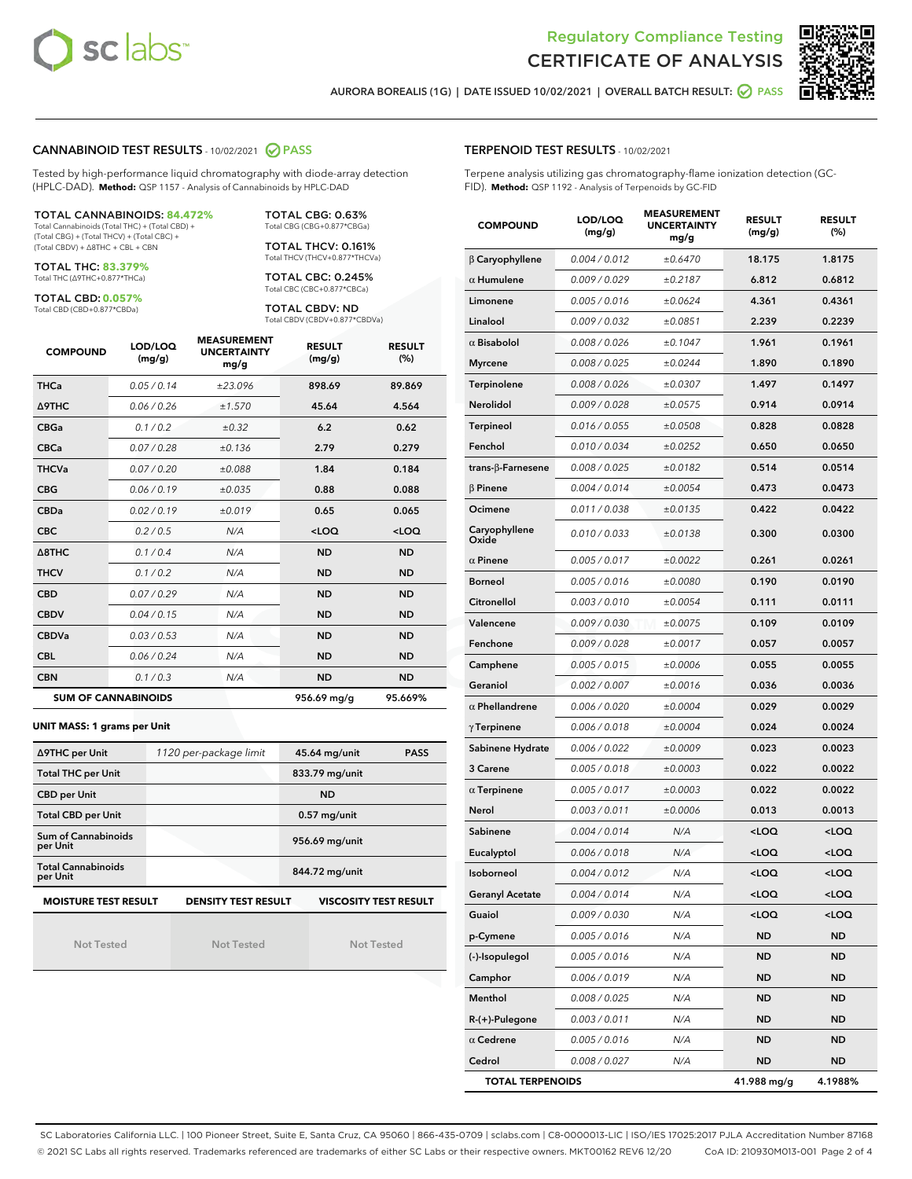Regulatory Compliance Testing
# CERTIFICATE OF ANALYSIS

AURORA BOREALIS (1G) | DATE ISSUED 10/02/2021 | OVERALL BATCH RESULT: PASS

## CANNABINOID TEST RESULTS - 10/02/2021 PASS

Tested by high-performance liquid chromatography with diode-array detection (HPLC-DAD). **Method:** QSP 1157 - Analysis of Cannabinoids by HPLC-DAD

**TOTAL CANNABINOIDS: 84.472%**
Total Cannabinoids (Total THC) + (Total CBD) + (Total CBG) + (Total THCV) + (Total CBC) + (Total CBDV) + Δ8THC + CBL + CBN

**TOTAL THC: 83.379%**
Total THC (Δ9THC+0.877*THCa)

**TOTAL CBD: 0.057%**
Total CBD (CBD+0.877*CBDa)

**TOTAL CBG: 0.63%**
Total CBG (CBG+0.877*CBGa)

**TOTAL THCV: 0.161%**
Total THCV (THCV+0.877*THCVa)

**TOTAL CBC: 0.245%**
Total CBC (CBC+0.877*CBCa)

**TOTAL CBDV: ND**
Total CBDV (CBDV+0.877*CBDVa)

| COMPOUND | LOD/LOQ (mg/g) | MEASUREMENT UNCERTAINTY mg/g | RESULT (mg/g) | RESULT (%) |
|---|---|---|---|---|
| THCa | 0.05 / 0.14 | ±23.096 | 898.69 | 89.869 |
| Δ9THC | 0.06 / 0.26 | ±1.570 | 45.64 | 4.564 |
| CBGa | 0.1 / 0.2 | ±0.32 | 6.2 | 0.62 |
| CBCa | 0.07 / 0.28 | ±0.136 | 2.79 | 0.279 |
| THCVa | 0.07 / 0.20 | ±0.088 | 1.84 | 0.184 |
| CBG | 0.06 / 0.19 | ±0.035 | 0.88 | 0.088 |
| CBDa | 0.02 / 0.19 | ±0.019 | 0.65 | 0.065 |
| CBC | 0.2 / 0.5 | N/A | <LOQ | <LOQ |
| Δ8THC | 0.1 / 0.4 | N/A | ND | ND |
| THCV | 0.1 / 0.2 | N/A | ND | ND |
| CBD | 0.07 / 0.29 | N/A | ND | ND |
| CBDV | 0.04 / 0.15 | N/A | ND | ND |
| CBDVa | 0.03 / 0.53 | N/A | ND | ND |
| CBL | 0.06 / 0.24 | N/A | ND | ND |
| CBN | 0.1 / 0.3 | N/A | ND | ND |
| **SUM OF CANNABINOIDS** | | | 956.69 mg/g | 95.669% |

**UNIT MASS: 1 grams per Unit**

| | | | |
|---|---|---|---|
| Δ9THC per Unit | 1120 per-package limit | 45.64 mg/unit | PASS |
| Total THC per Unit | | 833.79 mg/unit | |
| CBD per Unit | | ND | |
| Total CBD per Unit | | 0.57 mg/unit | |
| Sum of Cannabinoids per Unit | | 956.69 mg/unit | |
| Total Cannabinoids per Unit | | 844.72 mg/unit | |

| MOISTURE TEST RESULT | DENSITY TEST RESULT | VISCOSITY TEST RESULT |
|---|---|---|
| Not Tested | Not Tested | Not Tested |

## TERPENOID TEST RESULTS - 10/02/2021

Terpene analysis utilizing gas chromatography-flame ionization detection (GC-FID). **Method:** QSP 1192 - Analysis of Terpenoids by GC-FID

| COMPOUND | LOD/LOQ (mg/g) | MEASUREMENT UNCERTAINTY mg/g | RESULT (mg/g) | RESULT (%) |
|---|---|---|---|---|
| β Caryophyllene | 0.004 / 0.012 | ±0.6470 | 18.175 | 1.8175 |
| α Humulene | 0.009 / 0.029 | ±0.2187 | 6.812 | 0.6812 |
| Limonene | 0.005 / 0.016 | ±0.0624 | 4.361 | 0.4361 |
| Linalool | 0.009 / 0.032 | ±0.0851 | 2.239 | 0.2239 |
| α Bisabolol | 0.008 / 0.026 | ±0.1047 | 1.961 | 0.1961 |
| Myrcene | 0.008 / 0.025 | ±0.0244 | 1.890 | 0.1890 |
| Terpinolene | 0.008 / 0.026 | ±0.0307 | 1.497 | 0.1497 |
| Nerolidol | 0.009 / 0.028 | ±0.0575 | 0.914 | 0.0914 |
| Terpineol | 0.016 / 0.055 | ±0.0508 | 0.828 | 0.0828 |
| Fenchol | 0.010 / 0.034 | ±0.0252 | 0.650 | 0.0650 |
| trans-β-Farnesene | 0.008 / 0.025 | ±0.0182 | 0.514 | 0.0514 |
| β Pinene | 0.004 / 0.014 | ±0.0054 | 0.473 | 0.0473 |
| Ocimene | 0.011 / 0.038 | ±0.0135 | 0.422 | 0.0422 |
| Caryophyllene Oxide | 0.010 / 0.033 | ±0.0138 | 0.300 | 0.0300 |
| α Pinene | 0.005 / 0.017 | ±0.0022 | 0.261 | 0.0261 |
| Borneol | 0.005 / 0.016 | ±0.0080 | 0.190 | 0.0190 |
| Citronellol | 0.003 / 0.010 | ±0.0054 | 0.111 | 0.0111 |
| Valencene | 0.009 / 0.030 | ±0.0075 | 0.109 | 0.0109 |
| Fenchone | 0.009 / 0.028 | ±0.0017 | 0.057 | 0.0057 |
| Camphene | 0.005 / 0.015 | ±0.0006 | 0.055 | 0.0055 |
| Geraniol | 0.002 / 0.007 | ±0.0016 | 0.036 | 0.0036 |
| α Phellandrene | 0.006 / 0.020 | ±0.0004 | 0.029 | 0.0029 |
| γ Terpinene | 0.006 / 0.018 | ±0.0004 | 0.024 | 0.0024 |
| Sabinene Hydrate | 0.006 / 0.022 | ±0.0009 | 0.023 | 0.0023 |
| 3 Carene | 0.005 / 0.018 | ±0.0003 | 0.022 | 0.0022 |
| α Terpinene | 0.005 / 0.017 | ±0.0003 | 0.022 | 0.0022 |
| Nerol | 0.003 / 0.011 | ±0.0006 | 0.013 | 0.0013 |
| Sabinene | 0.004 / 0.014 | N/A | <LOQ | <LOQ |
| Eucalyptol | 0.006 / 0.018 | N/A | <LOQ | <LOQ |
| Isoborneol | 0.004 / 0.012 | N/A | <LOQ | <LOQ |
| Geranyl Acetate | 0.004 / 0.014 | N/A | <LOQ | <LOQ |
| Guaiol | 0.009 / 0.030 | N/A | <LOQ | <LOQ |
| p-Cymene | 0.005 / 0.016 | N/A | ND | ND |
| (-)-Isopulegol | 0.005 / 0.016 | N/A | ND | ND |
| Camphor | 0.006 / 0.019 | N/A | ND | ND |
| Menthol | 0.008 / 0.025 | N/A | ND | ND |
| R-(+)-Pulegone | 0.003 / 0.011 | N/A | ND | ND |
| α Cedrene | 0.005 / 0.016 | N/A | ND | ND |
| Cedrol | 0.008 / 0.027 | N/A | ND | ND |
| **TOTAL TERPENOIDS** | | | 41.988 mg/g | 4.1988% |

SC Laboratories California LLC. | 100 Pioneer Street, Suite E, Santa Cruz, CA 95060 | 866-435-0709 | sclabs.com | C8-0000013-LIC | ISO/IES 17025:2017 PJLA Accreditation Number 87168
© 2021 SC Labs all rights reserved. Trademarks referenced are trademarks of either SC Labs or their respective owners. MKT00162 REV6 12/20 CoA ID: 210930M013-001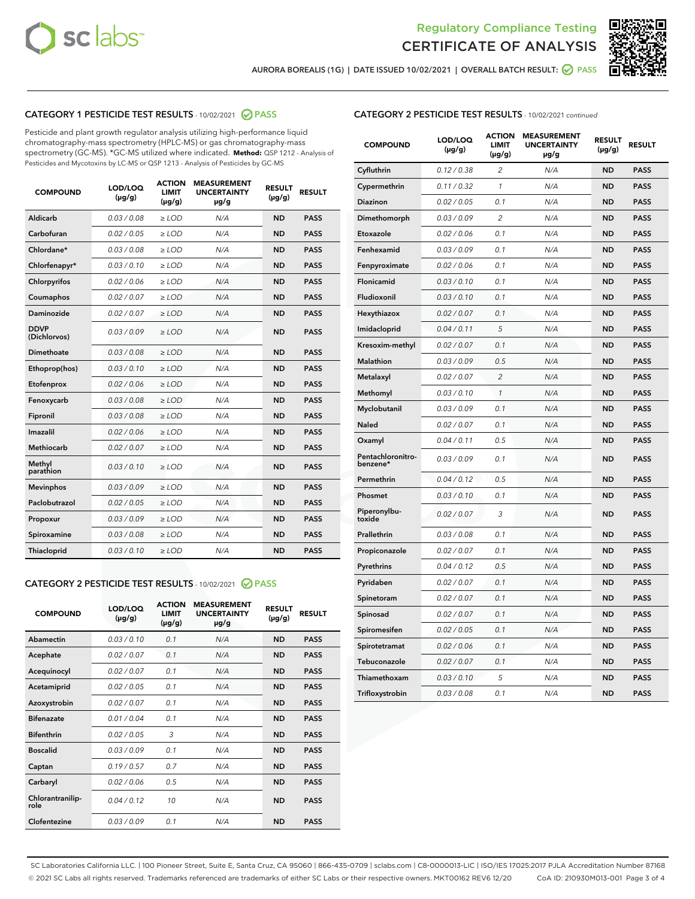Regulatory Compliance Testing
# CERTIFICATE OF ANALYSIS

AURORA BOREALIS (1G) | DATE ISSUED 10/02/2021 | OVERALL BATCH RESULT: PASS

## CATEGORY 1 PESTICIDE TEST RESULTS - 10/02/2021 PASS

Pesticide and plant growth regulator analysis utilizing high-performance liquid chromatography-mass spectrometry (HPLC-MS) or gas chromatography-mass spectrometry (GC-MS). *GC-MS utilized where indicated. **Method:** QSP 1212 - Analysis of Pesticides and Mycotoxins by LC-MS or QSP 1213 - Analysis of Pesticides by GC-MS

| COMPOUND | LOD/LOQ (µg/g) | ACTION LIMIT (µg/g) | MEASUREMENT UNCERTAINTY µg/g | RESULT (µg/g) | RESULT |
|---|---|---|---|---|---|
| Aldicarb | 0.03 / 0.08 | ≥ LOD | N/A | ND | PASS |
| Carbofuran | 0.02 / 0.05 | ≥ LOD | N/A | ND | PASS |
| Chlordane* | 0.03 / 0.08 | ≥ LOD | N/A | ND | PASS |
| Chlorfenapyr* | 0.03 / 0.10 | ≥ LOD | N/A | ND | PASS |
| Chlorpyrifos | 0.02 / 0.06 | ≥ LOD | N/A | ND | PASS |
| Coumaphos | 0.02 / 0.07 | ≥ LOD | N/A | ND | PASS |
| Daminozide | 0.02 / 0.07 | ≥ LOD | N/A | ND | PASS |
| DDVP (Dichlorvos) | 0.03 / 0.09 | ≥ LOD | N/A | ND | PASS |
| Dimethoate | 0.03 / 0.08 | ≥ LOD | N/A | ND | PASS |
| Ethoprop(hos) | 0.03 / 0.10 | ≥ LOD | N/A | ND | PASS |
| Etofenprox | 0.02 / 0.06 | ≥ LOD | N/A | ND | PASS |
| Fenoxycarb | 0.03 / 0.08 | ≥ LOD | N/A | ND | PASS |
| Fipronil | 0.03 / 0.08 | ≥ LOD | N/A | ND | PASS |
| Imazalil | 0.02 / 0.06 | ≥ LOD | N/A | ND | PASS |
| Methiocarb | 0.02 / 0.07 | ≥ LOD | N/A | ND | PASS |
| Methyl parathion | 0.03 / 0.10 | ≥ LOD | N/A | ND | PASS |
| Mevinphos | 0.03 / 0.09 | ≥ LOD | N/A | ND | PASS |
| Paclobutrazol | 0.02 / 0.05 | ≥ LOD | N/A | ND | PASS |
| Propoxur | 0.03 / 0.09 | ≥ LOD | N/A | ND | PASS |
| Spiroxamine | 0.03 / 0.08 | ≥ LOD | N/A | ND | PASS |
| Thiacloprid | 0.03 / 0.10 | ≥ LOD | N/A | ND | PASS |

## CATEGORY 2 PESTICIDE TEST RESULTS - 10/02/2021 PASS

| COMPOUND | LOD/LOQ (µg/g) | ACTION LIMIT (µg/g) | MEASUREMENT UNCERTAINTY µg/g | RESULT (µg/g) | RESULT |
|---|---|---|---|---|---|
| Abamectin | 0.03 / 0.10 | 0.1 | N/A | ND | PASS |
| Acephate | 0.02 / 0.07 | 0.1 | N/A | ND | PASS |
| Acequinocyl | 0.02 / 0.07 | 0.1 | N/A | ND | PASS |
| Acetamiprid | 0.02 / 0.05 | 0.1 | N/A | ND | PASS |
| Azoxystrobin | 0.02 / 0.07 | 0.1 | N/A | ND | PASS |
| Bifenazate | 0.01 / 0.04 | 0.1 | N/A | ND | PASS |
| Bifenthrin | 0.02 / 0.05 | 3 | N/A | ND | PASS |
| Boscalid | 0.03 / 0.09 | 0.1 | N/A | ND | PASS |
| Captan | 0.19 / 0.57 | 0.7 | N/A | ND | PASS |
| Carbaryl | 0.02 / 0.06 | 0.5 | N/A | ND | PASS |
| Chlorantraniliprole | 0.04 / 0.12 | 10 | N/A | ND | PASS |
| Clofentezine | 0.03 / 0.09 | 0.1 | N/A | ND | PASS |
| Cyfluthrin | 0.12 / 0.38 | 2 | N/A | ND | PASS |
| Cypermethrin | 0.11 / 0.32 | 1 | N/A | ND | PASS |
| Diazinon | 0.02 / 0.05 | 0.1 | N/A | ND | PASS |
| Dimethomorph | 0.03 / 0.09 | 2 | N/A | ND | PASS |
| Etoxazole | 0.02 / 0.06 | 0.1 | N/A | ND | PASS |
| Fenhexamid | 0.03 / 0.09 | 0.1 | N/A | ND | PASS |
| Fenpyroximate | 0.02 / 0.06 | 0.1 | N/A | ND | PASS |
| Flonicamid | 0.03 / 0.10 | 0.1 | N/A | ND | PASS |
| Fludioxonil | 0.03 / 0.10 | 0.1 | N/A | ND | PASS |
| Hexythiazox | 0.02 / 0.07 | 0.1 | N/A | ND | PASS |
| Imidacloprid | 0.04 / 0.11 | 5 | N/A | ND | PASS |
| Kresoxim-methyl | 0.02 / 0.07 | 0.1 | N/A | ND | PASS |
| Malathion | 0.03 / 0.09 | 0.5 | N/A | ND | PASS |
| Metalaxyl | 0.02 / 0.07 | 2 | N/A | ND | PASS |
| Methomyl | 0.03 / 0.10 | 1 | N/A | ND | PASS |
| Myclobutanil | 0.03 / 0.09 | 0.1 | N/A | ND | PASS |
| Naled | 0.02 / 0.07 | 0.1 | N/A | ND | PASS |
| Oxamyl | 0.04 / 0.11 | 0.5 | N/A | ND | PASS |
| Pentachloronitrobenzene* | 0.03 / 0.09 | 0.1 | N/A | ND | PASS |
| Permethrin | 0.04 / 0.12 | 0.5 | N/A | ND | PASS |
| Phosmet | 0.03 / 0.10 | 0.1 | N/A | ND | PASS |
| Piperonylbutoxide | 0.02 / 0.07 | 3 | N/A | ND | PASS |
| Prallethrin | 0.03 / 0.08 | 0.1 | N/A | ND | PASS |
| Propiconazole | 0.02 / 0.07 | 0.1 | N/A | ND | PASS |
| Pyrethrins | 0.04 / 0.12 | 0.5 | N/A | ND | PASS |
| Pyridaben | 0.02 / 0.07 | 0.1 | N/A | ND | PASS |
| Spinetoram | 0.02 / 0.07 | 0.1 | N/A | ND | PASS |
| Spinosad | 0.02 / 0.07 | 0.1 | N/A | ND | PASS |
| Spiromesifen | 0.02 / 0.05 | 0.1 | N/A | ND | PASS |
| Spirotetramat | 0.02 / 0.06 | 0.1 | N/A | ND | PASS |
| Tebuconazole | 0.02 / 0.07 | 0.1 | N/A | ND | PASS |
| Thiamethoxam | 0.03 / 0.10 | 5 | N/A | ND | PASS |
| Trifloxystrobin | 0.03 / 0.08 | 0.1 | N/A | ND | PASS |

SC Laboratories California LLC. | 100 Pioneer Street, Suite E, Santa Cruz, CA 95060 | 866-435-0709 | sclabs.com | C8-0000013-LIC | ISO/IES 17025:2017 PJLA Accreditation Number 87168
© 2021 SC Labs all rights reserved. Trademarks referenced are trademarks of either SC Labs or their respective owners. MKT00162 REV6 12/20 CoA ID: 210930M013-001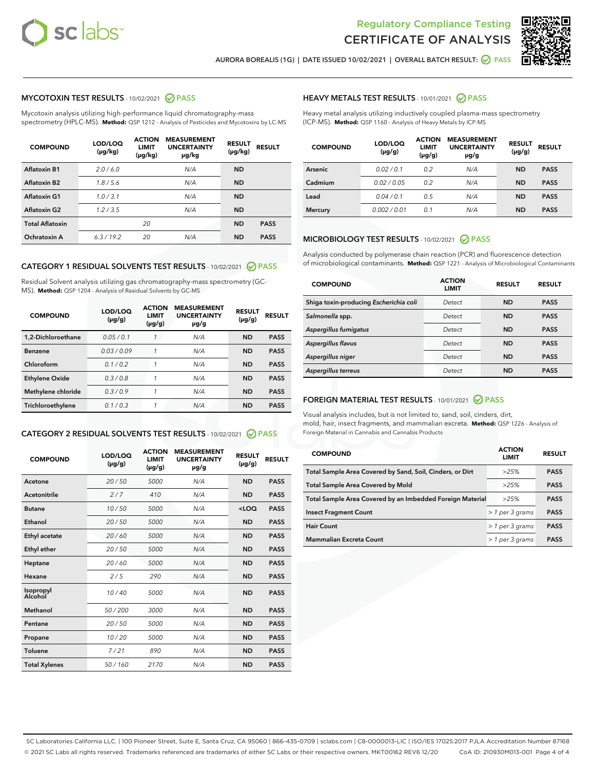Regulatory Compliance Testing

# CERTIFICATE OF ANALYSIS

AURORA BOREALIS (1G) | DATE ISSUED 10/02/2021 | OVERALL BATCH RESULT: PASS

## MYCOTOXIN TEST RESULTS - 10/02/2021 PASS

Mycotoxin analysis utilizing high-performance liquid chromatography-mass spectrometry (HPLC-MS). **Method:** QSP 1212 - Analysis of Pesticides and Mycotoxins by LC-MS

| COMPOUND | LOD/LOQ (µg/kg) | ACTION LIMIT (µg/kg) | MEASUREMENT UNCERTAINTY µg/kg | RESULT (µg/kg) | RESULT |
|---|---|---|---|---|---|
| Aflatoxin B1 | 2.0 / 6.0 | | N/A | ND | |
| Aflatoxin B2 | 1.8 / 5.6 | | N/A | ND | |
| Aflatoxin G1 | 1.0 / 3.1 | | N/A | ND | |
| Aflatoxin G2 | 1.2 / 3.5 | | N/A | ND | |
| Total Aflatoxin | | 20 | | ND | PASS |
| Ochratoxin A | 6.3 / 19.2 | 20 | N/A | ND | PASS |

## CATEGORY 1 RESIDUAL SOLVENTS TEST RESULTS - 10/02/2021 PASS

Residual Solvent analysis utilizing gas chromatography-mass spectrometry (GC-MS). **Method:** QSP 1204 - Analysis of Residual Solvents by GC-MS

| COMPOUND | LOD/LOQ (µg/g) | ACTION LIMIT (µg/g) | MEASUREMENT UNCERTAINTY µg/g | RESULT (µg/g) | RESULT |
|---|---|---|---|---|---|
| 1,2-Dichloroethane | 0.05 / 0.1 | 1 | N/A | ND | PASS |
| Benzene | 0.03 / 0.09 | 1 | N/A | ND | PASS |
| Chloroform | 0.1 / 0.2 | 1 | N/A | ND | PASS |
| Ethylene Oxide | 0.3 / 0.8 | 1 | N/A | ND | PASS |
| Methylene chloride | 0.3 / 0.9 | 1 | N/A | ND | PASS |
| Trichloroethylene | 0.1 / 0.3 | 1 | N/A | ND | PASS |

## CATEGORY 2 RESIDUAL SOLVENTS TEST RESULTS - 10/02/2021 PASS

| COMPOUND | LOD/LOQ (µg/g) | ACTION LIMIT (µg/g) | MEASUREMENT UNCERTAINTY µg/g | RESULT (µg/g) | RESULT |
|---|---|---|---|---|---|
| Acetone | 20 / 50 | 5000 | N/A | ND | PASS |
| Acetonitrile | 2 / 7 | 410 | N/A | ND | PASS |
| Butane | 10 / 50 | 5000 | N/A | <LOQ | PASS |
| Ethanol | 20 / 50 | 5000 | N/A | ND | PASS |
| Ethyl acetate | 20 / 60 | 5000 | N/A | ND | PASS |
| Ethyl ether | 20 / 50 | 5000 | N/A | ND | PASS |
| Heptane | 20 / 60 | 5000 | N/A | ND | PASS |
| Hexane | 2 / 5 | 290 | N/A | ND | PASS |
| Isopropyl Alcohol | 10 / 40 | 5000 | N/A | ND | PASS |
| Methanol | 50 / 200 | 3000 | N/A | ND | PASS |
| Pentane | 20 / 50 | 5000 | N/A | ND | PASS |
| Propane | 10 / 20 | 5000 | N/A | ND | PASS |
| Toluene | 7 / 21 | 890 | N/A | ND | PASS |
| Total Xylenes | 50 / 160 | 2170 | N/A | ND | PASS |

## HEAVY METALS TEST RESULTS - 10/01/2021 PASS

Heavy metal analysis utilizing inductively coupled plasma-mass spectrometry (ICP-MS). **Method:** QSP 1160 - Analysis of Heavy Metals by ICP-MS

| COMPOUND | LOD/LOQ (µg/g) | ACTION LIMIT (µg/g) | MEASUREMENT UNCERTAINTY µg/g | RESULT (µg/g) | RESULT |
|---|---|---|---|---|---|
| Arsenic | 0.02 / 0.1 | 0.2 | N/A | ND | PASS |
| Cadmium | 0.02 / 0.05 | 0.2 | N/A | ND | PASS |
| Lead | 0.04 / 0.1 | 0.5 | N/A | ND | PASS |
| Mercury | 0.002 / 0.01 | 0.1 | N/A | ND | PASS |

## MICROBIOLOGY TEST RESULTS - 10/02/2021 PASS

Analysis conducted by polymerase chain reaction (PCR) and fluorescence detection of microbiological contaminants. **Method:** QSP 1221 - Analysis of Microbiological Contaminants

| COMPOUND | ACTION LIMIT | RESULT | RESULT |
|---|---|---|---|
| Shiga toxin-producing *Escherichia coli* | Detect | ND | PASS |
| *Salmonella* spp. | Detect | ND | PASS |
| *Aspergillus fumigatus* | Detect | ND | PASS |
| *Aspergillus flavus* | Detect | ND | PASS |
| *Aspergillus niger* | Detect | ND | PASS |
| *Aspergillus terreus* | Detect | ND | PASS |

## FOREIGN MATERIAL TEST RESULTS - 10/01/2021 PASS

Visual analysis includes, but is not limited to, sand, soil, cinders, dirt, mold, hair, insect fragments, and mammalian excreta. **Method:** QSP 1226 - Analysis of Foreign Material in Cannabis and Cannabis Products

| COMPOUND | ACTION LIMIT | RESULT |
|---|---|---|
| Total Sample Area Covered by Sand, Soil, Cinders, or Dirt | >25% | PASS |
| Total Sample Area Covered by Mold | >25% | PASS |
| Total Sample Area Covered by an Imbedded Foreign Material | >25% | PASS |
| Insect Fragment Count | > 1 per 3 grams | PASS |
| Hair Count | > 1 per 3 grams | PASS |
| Mammalian Excreta Count | > 1 per 3 grams | PASS |

SC Laboratories California LLC. | 100 Pioneer Street, Suite E, Santa Cruz, CA 95060 | 866-435-0709 | sclabs.com | C8-0000013-LIC | ISO/IES 17025:2017 PJLA Accreditation Number 87168
© 2021 SC Labs all rights reserved. Trademarks referenced are trademarks of either SC Labs or their respective owners. MKT00162 REV6 12/20 CoA ID: 210930M013-001